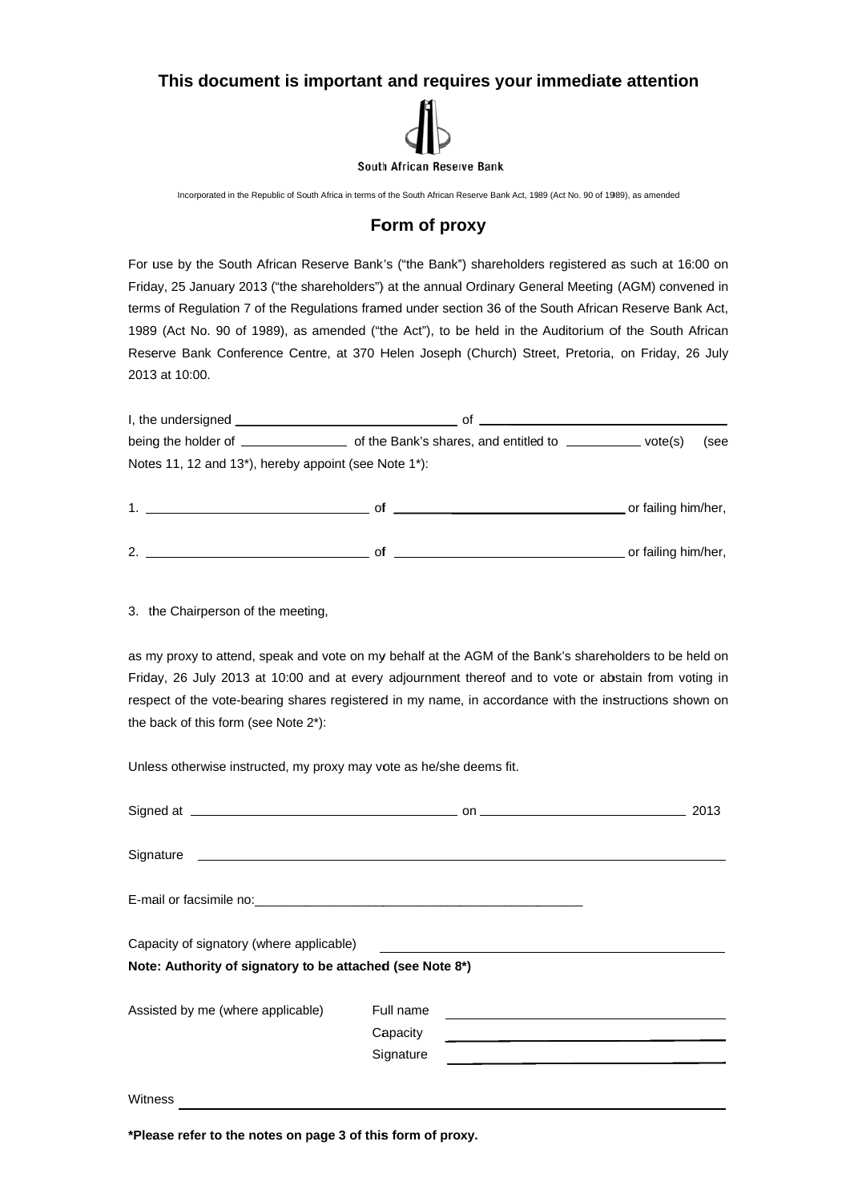**This document is important and requires your immediate attention**

South African Reserve Bank

Incorporated in the Republic of South Africa in terms of the South African Reserve Bank Act, 1989 (Act No. 90 of 1989), as amended

## Form of proxy

For use by the South African Reserve Bank's ("the Bank") shareholders registered as such at 16:00 on Friday, 25 January 2013 ("the shareholders") at the annual Ordinary General Meeting (AGM) convened in terms of Regulation 7 of the Regulations framed under section 36 of the South African Reserve Bank Act, 1989 (Act No. 90 of 1989), as amended ("the Act"), to be held in the Auditorium of the South African Reserve Bank Conference Centre, at 370 Helen Joseph (Church) Street, Pretoria, on Friday, 26 July 2013 at 10:00.

I, the undersigned ______________________________ of ______________________________ being the holder of ______________ of the Bank's shares, and entitled to __________ vote(s) (see Notes 11, 12 and 13*), hereby appoint (see Note 1*):

1. ______________________________ of ______________________________ or failing him/her,

2. ______________________________ of ______________________________ or failing him/her,

3. the Chairperson of the meeting,

as my proxy to attend, speak and vote on my behalf at the AGM of the Bank's shareholders to be held on Friday, 26 July 2013 at 10:00 and at every adjournment thereof and to vote or abstain from voting in respect of the vote-bearing shares registered in my name, in accordance with the instructions shown on the back of this form (see Note 2*):

Unless otherwise instructed, my proxy may vote as he/she deems fit.

Signed at ______________________________ on ______________________________ 2013

Signature ____________________________________________________________

E-mail or facsimile no: ______________________________________________

Capacity of signatory (where applicable) ______________________________

**Note: Authority of signatory to be attached (see Note 8*)**

Assisted by me (where applicable)

Full name ______________________________

Capacity ______________________________

Signature ______________________________

Witness ____________________________________________________________

**\*Please refer to the notes on page 3 of this form of proxy.**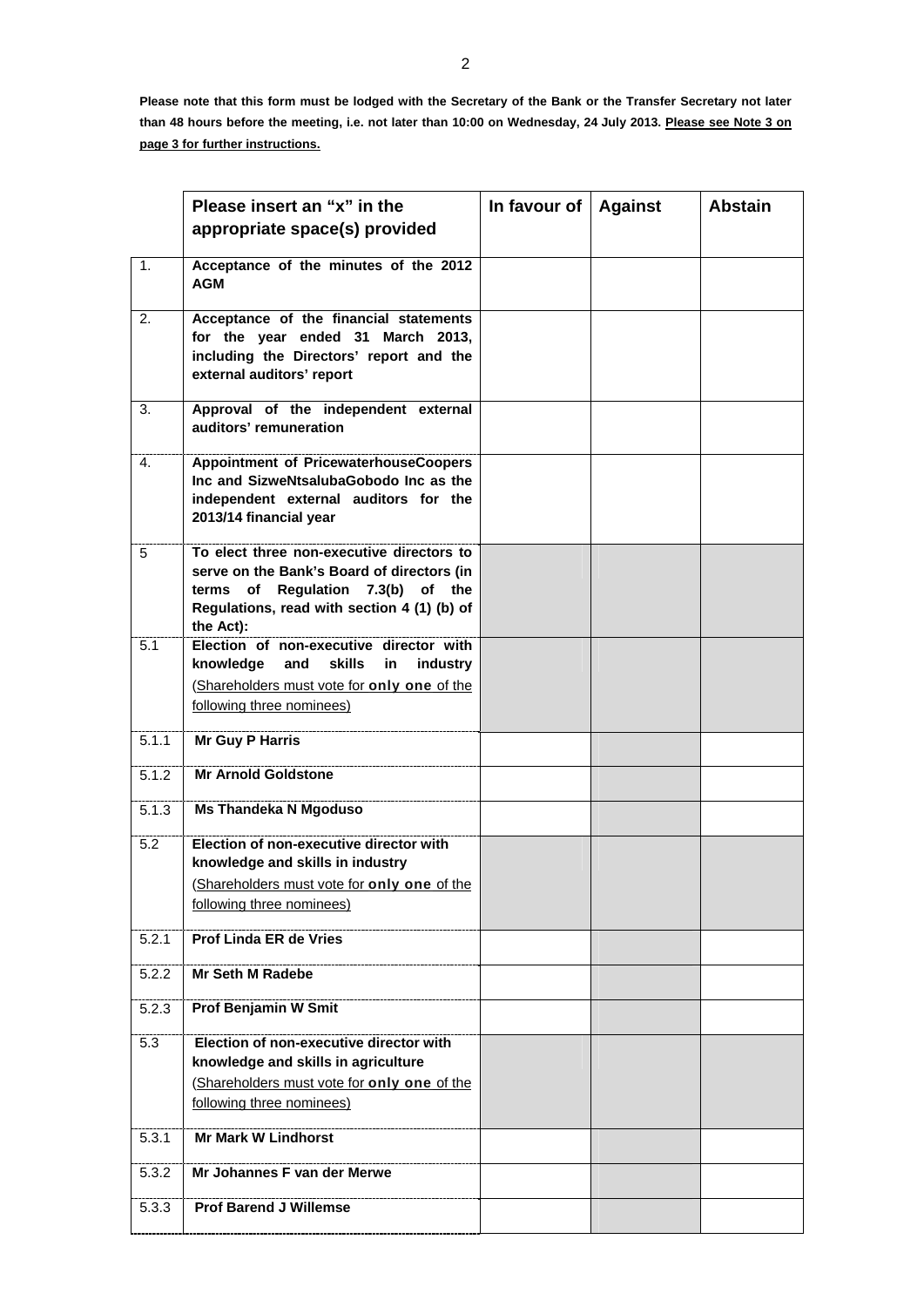**Please note that this form must be lodged with the Secretary of the Bank or the Transfer Secretary not later than 48 hours before the meeting, i.e. not later than 10:00 on Wednesday, 24 July 2013. <u>Please see Note 3 on page 3 for further instructions.</u>**

| | **Please insert an "x" in the appropriate space(s) provided** | **In favour of** | **Against** | **Abstain** |
|---|---|---|---|---|
| 1. | **Acceptance of the minutes of the 2012 AGM** | | | |
| 2. | **Acceptance of the financial statements for the year ended 31 March 2013, including the Directors' report and the external auditors' report** | | | |
| 3. | **Approval of the independent external auditors' remuneration** | | | |
| 4. | **Appointment of PricewaterhouseCoopers Inc and SizweNtsalubaGobodo Inc as the independent external auditors for the 2013/14 financial year** | | | |
| 5 | **To elect three non-executive directors to serve on the Bank's Board of directors (in terms of Regulation 7.3(b) of the Regulations, read with section 4 (1) (b) of the Act):** | | | |
| 5.1 | **Election of non-executive director with knowledge and skills in industry** (<u>Shareholders must vote for **only one** of the following three nominees</u>) | | | |
| 5.1.1 | **Mr Guy P Harris** | | | |
| 5.1.2 | **Mr Arnold Goldstone** | | | |
| 5.1.3 | **Ms Thandeka N Mgoduso** | | | |
| 5.2 | **Election of non-executive director with knowledge and skills in industry** (<u>Shareholders must vote for **only one** of the following three nominees</u>) | | | |
| 5.2.1 | **Prof Linda ER de Vries** | | | |
| 5.2.2 | **Mr Seth M Radebe** | | | |
| 5.2.3 | **Prof Benjamin W Smit** | | | |
| 5.3 | **Election of non-executive director with knowledge and skills in agriculture** (<u>Shareholders must vote for **only one** of the following three nominees</u>) | | | |
| 5.3.1 | **Mr Mark W Lindhorst** | | | |
| 5.3.2 | **Mr Johannes F van der Merwe** | | | |
| 5.3.3 | **Prof Barend J Willemse** | | | |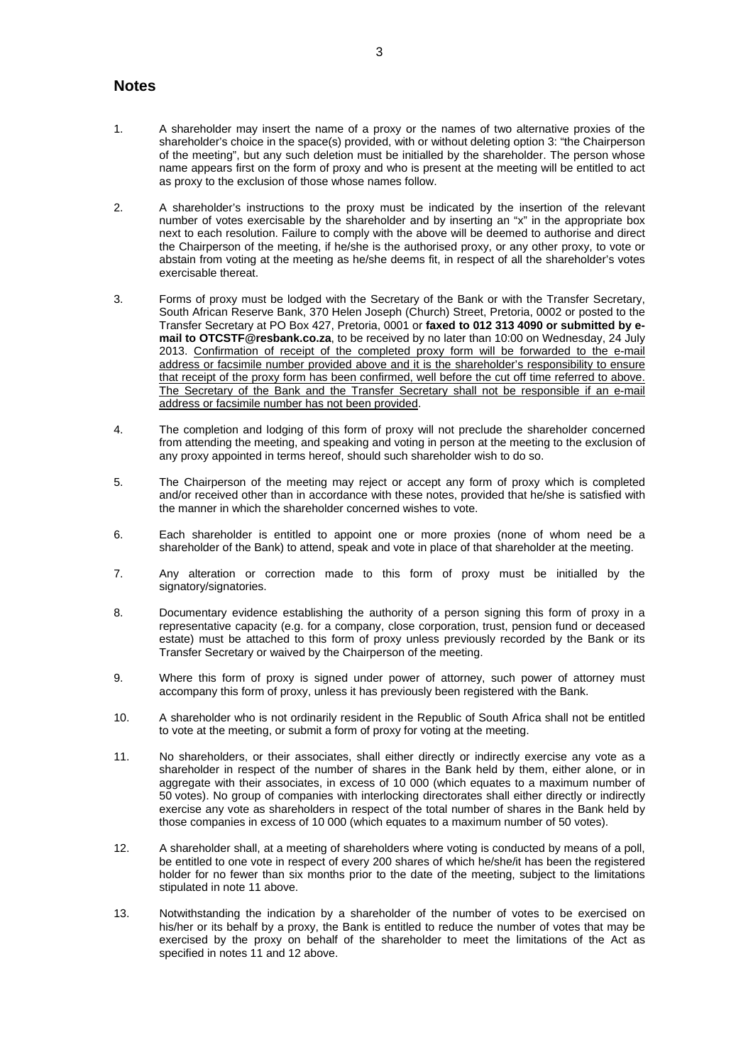## Notes

1. A shareholder may insert the name of a proxy or the names of two alternative proxies of the shareholder's choice in the space(s) provided, with or without deleting option 3: "the Chairperson of the meeting", but any such deletion must be initialled by the shareholder. The person whose name appears first on the form of proxy and who is present at the meeting will be entitled to act as proxy to the exclusion of those whose names follow.

2. A shareholder's instructions to the proxy must be indicated by the insertion of the relevant number of votes exercisable by the shareholder and by inserting an "x" in the appropriate box next to each resolution. Failure to comply with the above will be deemed to authorise and direct the Chairperson of the meeting, if he/she is the authorised proxy, or any other proxy, to vote or abstain from voting at the meeting as he/she deems fit, in respect of all the shareholder's votes exercisable thereat.

3. Forms of proxy must be lodged with the Secretary of the Bank or with the Transfer Secretary, South African Reserve Bank, 370 Helen Joseph (Church) Street, Pretoria, 0002 or posted to the Transfer Secretary at PO Box 427, Pretoria, 0001 or **faxed to 012 313 4090 or submitted by e-mail to OTCSTF@resbank.co.za**, to be received by no later than 10:00 on Wednesday, 24 July 2013. Confirmation of receipt of the completed proxy form will be forwarded to the e-mail address or facsimile number provided above and it is the shareholder's responsibility to ensure that receipt of the proxy form has been confirmed, well before the cut off time referred to above. The Secretary of the Bank and the Transfer Secretary shall not be responsible if an e-mail address or facsimile number has not been provided.

4. The completion and lodging of this form of proxy will not preclude the shareholder concerned from attending the meeting, and speaking and voting in person at the meeting to the exclusion of any proxy appointed in terms hereof, should such shareholder wish to do so.

5. The Chairperson of the meeting may reject or accept any form of proxy which is completed and/or received other than in accordance with these notes, provided that he/she is satisfied with the manner in which the shareholder concerned wishes to vote.

6. Each shareholder is entitled to appoint one or more proxies (none of whom need be a shareholder of the Bank) to attend, speak and vote in place of that shareholder at the meeting.

7. Any alteration or correction made to this form of proxy must be initialled by the signatory/signatories.

8. Documentary evidence establishing the authority of a person signing this form of proxy in a representative capacity (e.g. for a company, close corporation, trust, pension fund or deceased estate) must be attached to this form of proxy unless previously recorded by the Bank or its Transfer Secretary or waived by the Chairperson of the meeting.

9. Where this form of proxy is signed under power of attorney, such power of attorney must accompany this form of proxy, unless it has previously been registered with the Bank.

10. A shareholder who is not ordinarily resident in the Republic of South Africa shall not be entitled to vote at the meeting, or submit a form of proxy for voting at the meeting.

11. No shareholders, or their associates, shall either directly or indirectly exercise any vote as a shareholder in respect of the number of shares in the Bank held by them, either alone, or in aggregate with their associates, in excess of 10 000 (which equates to a maximum number of 50 votes). No group of companies with interlocking directorates shall either directly or indirectly exercise any vote as shareholders in respect of the total number of shares in the Bank held by those companies in excess of 10 000 (which equates to a maximum number of 50 votes).

12. A shareholder shall, at a meeting of shareholders where voting is conducted by means of a poll, be entitled to one vote in respect of every 200 shares of which he/she/it has been the registered holder for no fewer than six months prior to the date of the meeting, subject to the limitations stipulated in note 11 above.

13. Notwithstanding the indication by a shareholder of the number of votes to be exercised on his/her or its behalf by a proxy, the Bank is entitled to reduce the number of votes that may be exercised by the proxy on behalf of the shareholder to meet the limitations of the Act as specified in notes 11 and 12 above.